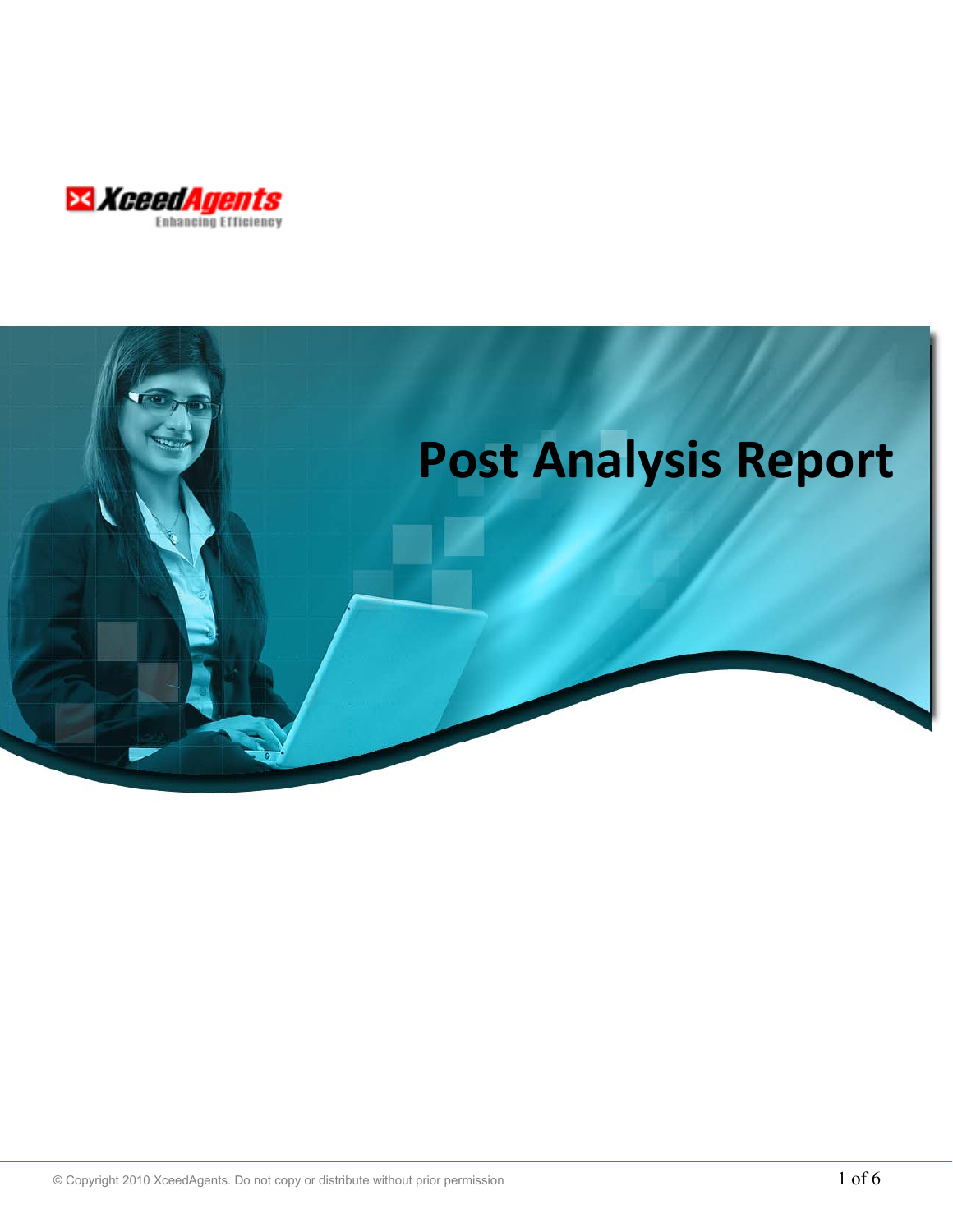XceedAgents
Enhancing Efficiency

# Post Analysis Report

© Copyright 2010 XceedAgents. Do not copy or distribute without prior permission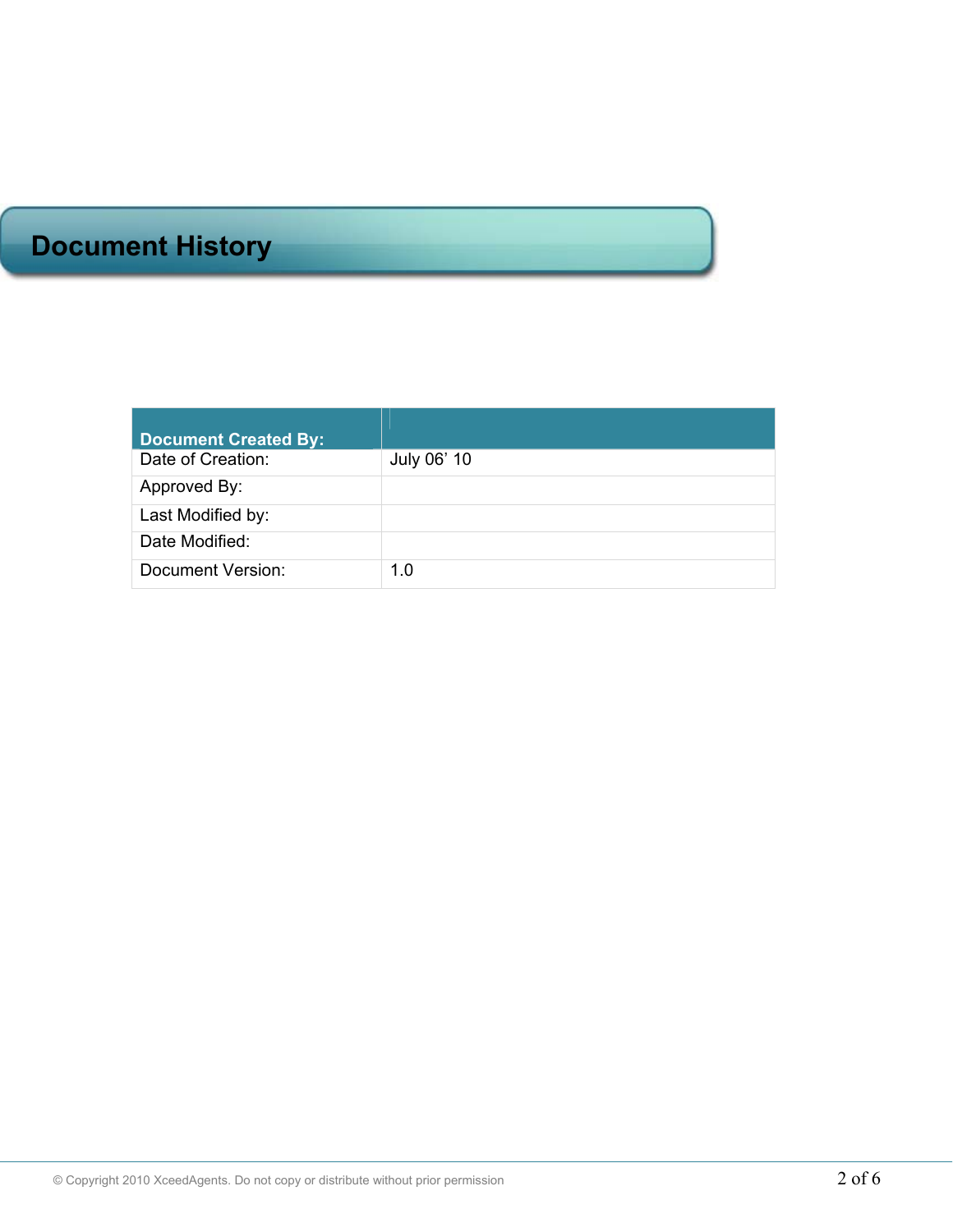# Document History

| Document Created By: | |
|---|---|
| Date of Creation: | July 06' 10 |
| Approved By: | |
| Last Modified by: | |
| Date Modified: | |
| Document Version: | 1.0 |

© Copyright 2010 XceedAgents. Do not copy or distribute without prior permission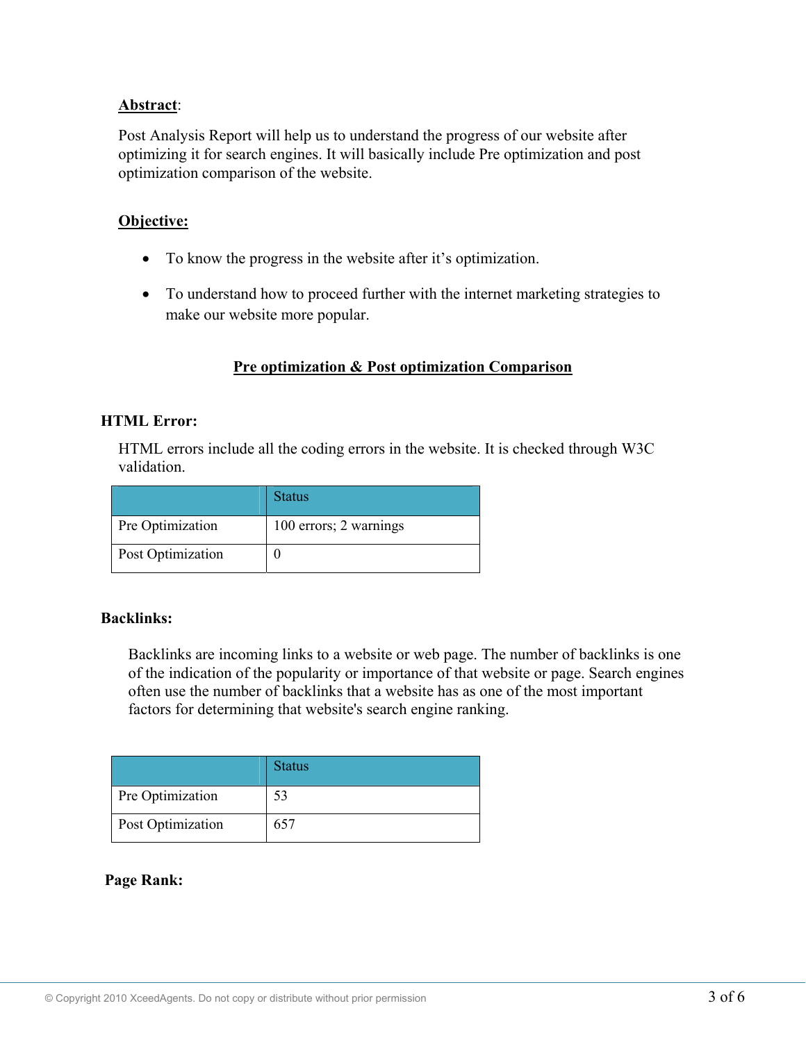**Abstract**:

Post Analysis Report will help us to understand the progress of our website after optimizing it for search engines. It will basically include Pre optimization and post optimization comparison of the website.

**Objective:**

- To know the progress in the website after it's optimization.
- To understand how to proceed further with the internet marketing strategies to make our website more popular.

## Pre optimization & Post optimization Comparison

### HTML Error:

HTML errors include all the coding errors in the website. It is checked through W3C validation.

| | Status |
|---|---|
| Pre Optimization | 100 errors; 2 warnings |
| Post Optimization | 0 |

### Backlinks:

Backlinks are incoming links to a website or web page. The number of backlinks is one of the indication of the popularity or importance of that website or page. Search engines often use the number of backlinks that a website has as one of the most important factors for determining that website's search engine ranking.

| | Status |
|---|---|
| Pre Optimization | 53 |
| Post Optimization | 657 |

### Page Rank: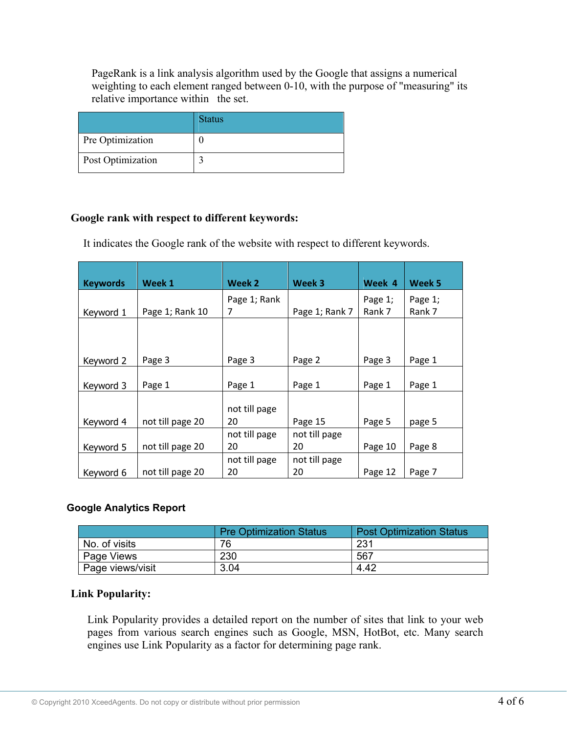PageRank is a link analysis algorithm used by the Google that assigns a numerical weighting to each element ranged between 0-10, with the purpose of "measuring" its relative importance within the set.

| | Status |
|---|---|
| Pre Optimization | 0 |
| Post Optimization | 3 |

**Google rank with respect to different keywords:**

It indicates the Google rank of the website with respect to different keywords.

| Keywords | Week 1 | Week 2 | Week 3 | Week 4 | Week 5 |
|---|---|---|---|---|---|
| Keyword 1 | Page 1; Rank 10 | Page 1; Rank 7 | Page 1; Rank 7 | Page 1; Rank 7 | Page 1; Rank 7 |
| Keyword 2 | Page 3 | Page 3 | Page 2 | Page 3 | Page 1 |
| Keyword 3 | Page 1 | Page 1 | Page 1 | Page 1 | Page 1 |
| Keyword 4 | not till page 20 | not till page 20 | Page 15 | Page 5 | page 5 |
| Keyword 5 | not till page 20 | not till page 20 | not till page 20 | Page 10 | Page 8 |
| Keyword 6 | not till page 20 | not till page 20 | not till page 20 | Page 12 | Page 7 |

**Google Analytics Report**

| | Pre Optimization Status | Post Optimization Status |
|---|---|---|
| No. of visits | 76 | 231 |
| Page Views | 230 | 567 |
| Page views/visit | 3.04 | 4.42 |

**Link Popularity:**

Link Popularity provides a detailed report on the number of sites that link to your web pages from various search engines such as Google, MSN, HotBot, etc. Many search engines use Link Popularity as a factor for determining page rank.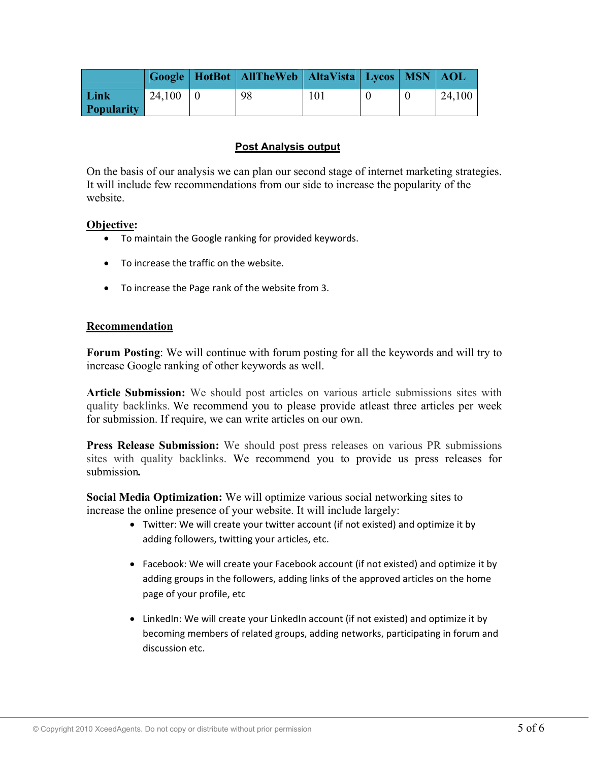| | Google | HotBot | AllTheWeb | AltaVista | Lycos | MSN | AOL |
|---|---|---|---|---|---|---|---|
| **Link Popularity** | 24,100 | 0 | 98 | 101 | 0 | 0 | 24,100 |

## Post Analysis output

On the basis of our analysis we can plan our second stage of internet marketing strategies. It will include few recommendations from our side to increase the popularity of the website.

**Objective:**

- To maintain the Google ranking for provided keywords.
- To increase the traffic on the website.
- To increase the Page rank of the website from 3.

**Recommendation**

**Forum Posting**: We will continue with forum posting for all the keywords and will try to increase Google ranking of other keywords as well.

**Article Submission:** We should post articles on various article submissions sites with quality backlinks. We recommend you to please provide atleast three articles per week for submission. If require, we can write articles on our own.

**Press Release Submission:** We should post press releases on various PR submissions sites with quality backlinks. We recommend you to provide us press releases for submission.

**Social Media Optimization:** We will optimize various social networking sites to increase the online presence of your website. It will include largely:

- Twitter: We will create your twitter account (if not existed) and optimize it by adding followers, twitting your articles, etc.
- Facebook: We will create your Facebook account (if not existed) and optimize it by adding groups in the followers, adding links of the approved articles on the home page of your profile, etc
- LinkedIn: We will create your LinkedIn account (if not existed) and optimize it by becoming members of related groups, adding networks, participating in forum and discussion etc.

© Copyright 2010 XceedAgents. Do not copy or distribute without prior permission